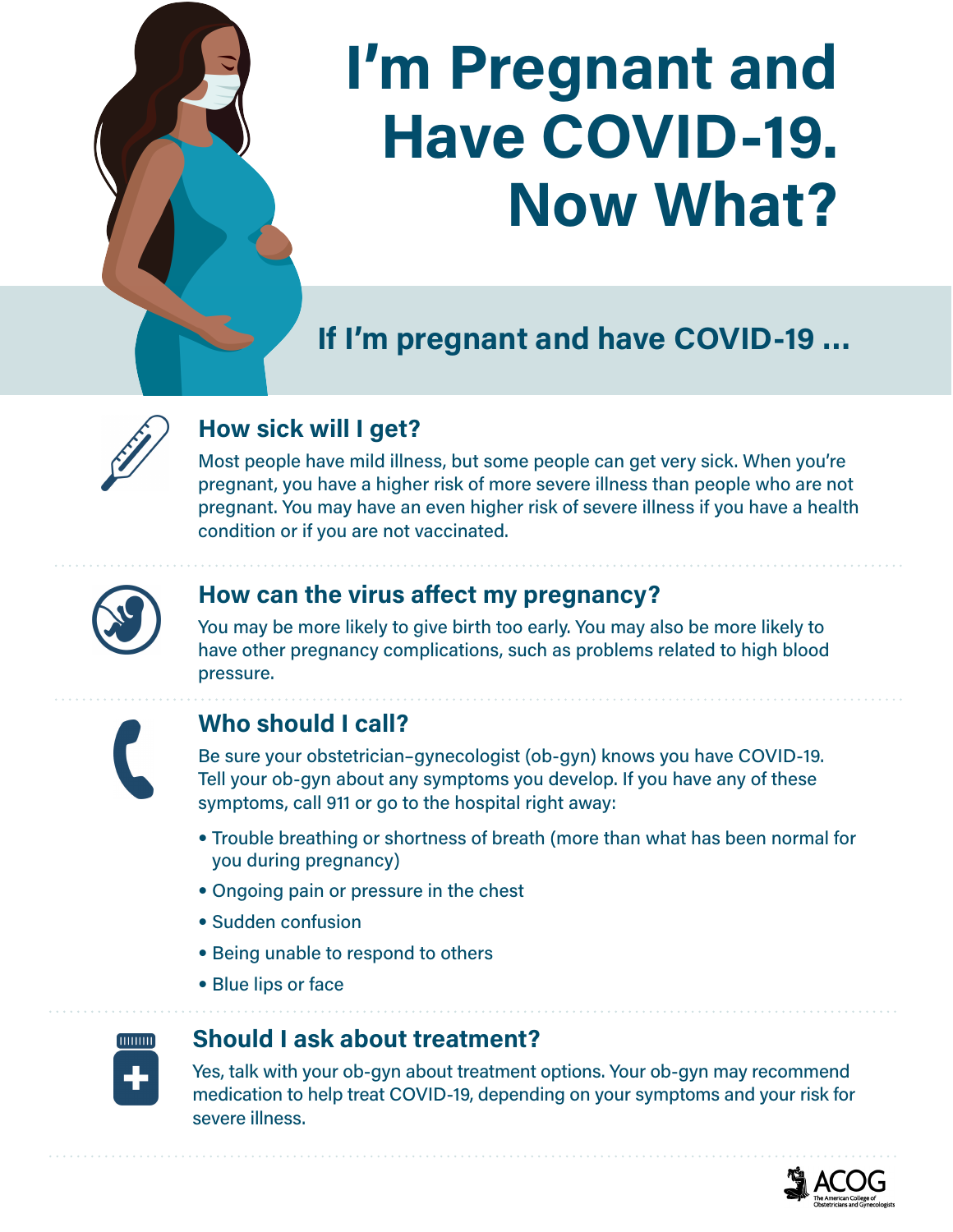# I'm Pregnant and Have COVID-19. Now What?

## If I'm pregnant and have COVID-19 ...

### How sick will I get?

Most people have mild illness, but some people can get very sick. When you're pregnant, you have a higher risk of more severe illness than people who are not pregnant. You may have an even higher risk of severe illness if you have a health condition or if you are not vaccinated.

### How can the virus affect my pregnancy?

You may be more likely to give birth too early. You may also be more likely to have other pregnancy complications, such as problems related to high blood pressure.

### Who should I call?

Be sure your obstetrician–gynecologist (ob-gyn) knows you have COVID-19. Tell your ob-gyn about any symptoms you develop. If you have any of these symptoms, call 911 or go to the hospital right away:

- Trouble breathing or shortness of breath (more than what has been normal for you during pregnancy)
- Ongoing pain or pressure in the chest
- Sudden confusion
- Being unable to respond to others
- Blue lips or face

### Should I ask about treatment?

Yes, talk with your ob-gyn about treatment options. Your ob-gyn may recommend medication to help treat COVID-19, depending on your symptoms and your risk for severe illness.

ACOG
The American College of Obstetricians and Gynecologists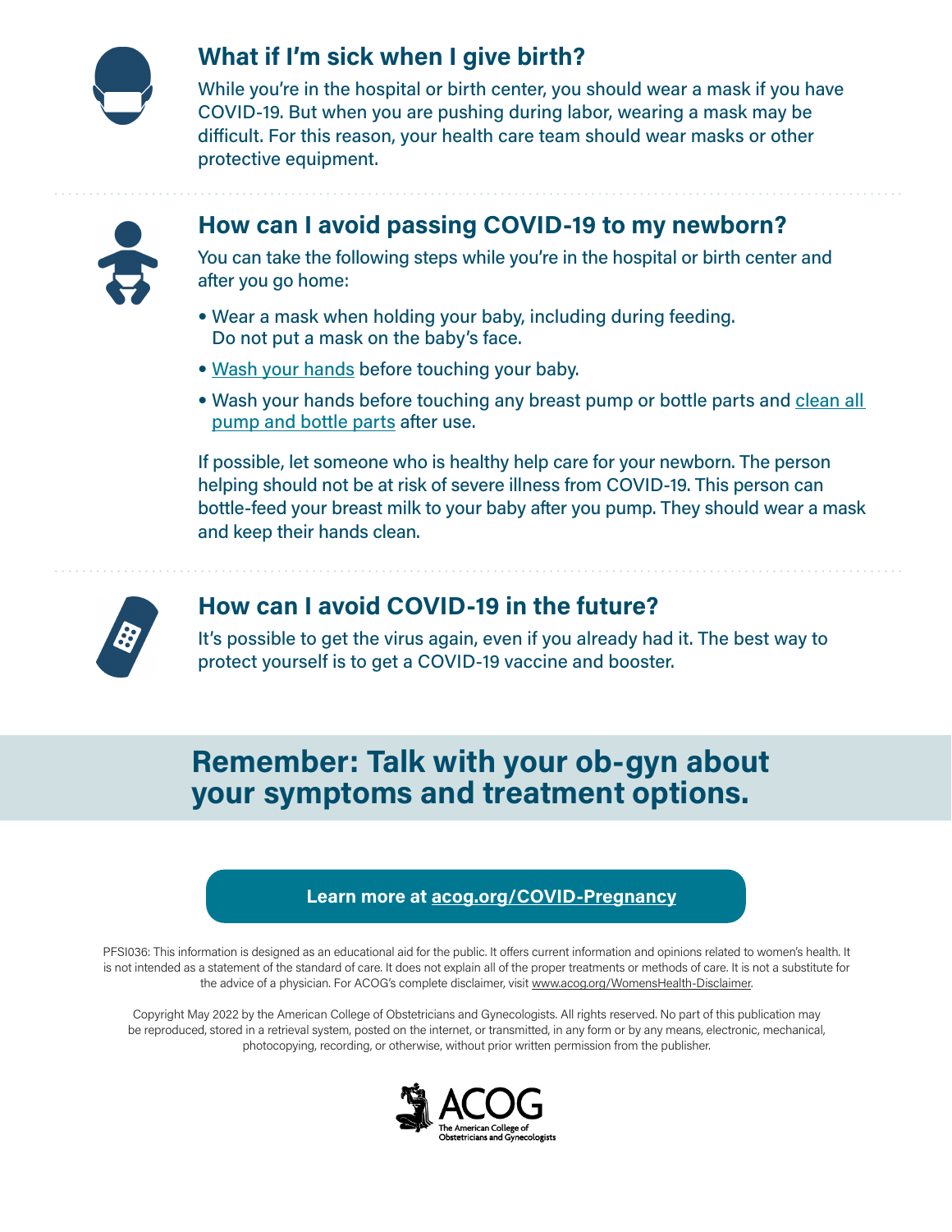## What if I'm sick when I give birth?

While you're in the hospital or birth center, you should wear a mask if you have COVID-19. But when you are pushing during labor, wearing a mask may be difficult. For this reason, your health care team should wear masks or other protective equipment.

## How can I avoid passing COVID-19 to my newborn?

You can take the following steps while you're in the hospital or birth center and after you go home:

- Wear a mask when holding your baby, including during feeding. Do not put a mask on the baby's face.
- Wash your hands before touching your baby.
- Wash your hands before touching any breast pump or bottle parts and clean all pump and bottle parts after use.

If possible, let someone who is healthy help care for your newborn. The person helping should not be at risk of severe illness from COVID-19. This person can bottle-feed your breast milk to your baby after you pump. They should wear a mask and keep their hands clean.

## How can I avoid COVID-19 in the future?

It's possible to get the virus again, even if you already had it. The best way to protect yourself is to get a COVID-19 vaccine and booster.

## Remember: Talk with your ob-gyn about your symptoms and treatment options.

**Learn more at acog.org/COVID-Pregnancy**

PFSI036: This information is designed as an educational aid for the public. It offers current information and opinions related to women's health. It is not intended as a statement of the standard of care. It does not explain all of the proper treatments or methods of care. It is not a substitute for the advice of a physician. For ACOG's complete disclaimer, visit www.acog.org/WomensHealth-Disclaimer.

Copyright May 2022 by the American College of Obstetricians and Gynecologists. All rights reserved. No part of this publication may be reproduced, stored in a retrieval system, posted on the internet, or transmitted, in any form or by any means, electronic, mechanical, photocopying, recording, or otherwise, without prior written permission from the publisher.

ACOG
The American College of Obstetricians and Gynecologists